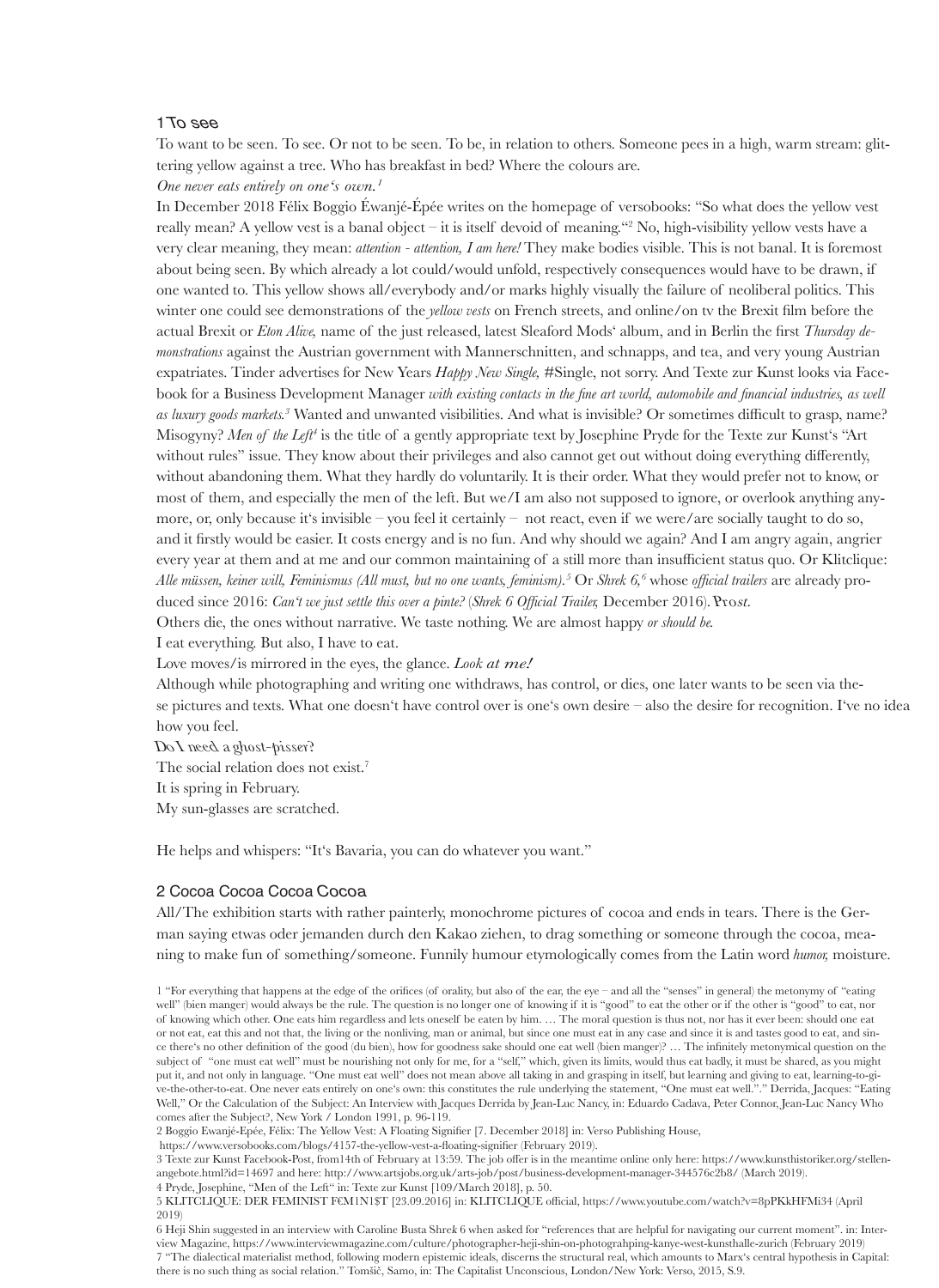## 1 To see

To want to be seen. To see. Or not to be seen. To be, in relation to others. Someone pees in a high, warm stream: glittering yellow against a tree. Who has breakfast in bed? Where the colours are.

*One never eats entirely on one's own.*[1]

In December 2018 Félix Boggio Éwanjé-Épée writes on the homepage of versobooks: "So what does the yellow vest really mean? A yellow vest is a banal object – it is itself devoid of meaning."[2] No, high-visibility yellow vests have a very clear meaning, they mean: *attention - attention, I am here!* They make bodies visible. This is not banal. It is foremost about being seen. By which already a lot could/would unfold, respectively consequences would have to be drawn, if one wanted to. This yellow shows all/everybody and/or marks highly visually the failure of neoliberal politics. This winter one could see demonstrations of the *yellow vests* on French streets, and online/on tv the Brexit film before the actual Brexit or *Eton Alive,* name of the just released, latest Sleaford Mods' album, and in Berlin the first *Thursday demonstrations* against the Austrian government with Mannerschnitten, and schnapps, and tea, and very young Austrian expatriates. Tinder advertises for New Years *Happy New Single,* #Single, not sorry. And Texte zur Kunst looks via Facebook for a Business Development Manager *with existing contacts in the fine art world, automobile and financial industries, as well as luxury goods markets.*[3] Wanted and unwanted visibilities. And what is invisible? Or sometimes difficult to grasp, name? Misogyny? *Men of the Left*[4] is the title of a gently appropriate text by Josephine Pryde for the Texte zur Kunst's "Art without rules" issue. They know about their privileges and also cannot get out without doing everything differently, without abandoning them. What they hardly do voluntarily. It is their order. What they would prefer not to know, or most of them, and especially the men of the left. But we/I am also not supposed to ignore, or overlook anything anymore, or, only because it's invisible – you feel it certainly – not react, even if we were/are socially taught to do so, and it firstly would be easier. It costs energy and is no fun. And why should we again? And I am angry again, angrier every year at them and at me and our common maintaining of a still more than insufficient status quo. Or Klitclique: *Alle müssen, keiner will, Feminismus (All must, but no one wants, feminism).*[5] Or *Shrek 6,*[6] whose *official trailers* are already produced since 2016: *Can't we just settle this over a pinte?* (*Shrek 6 Official Trailer,* December 2016). *Prost.*

Others die, the ones without narrative. We taste nothing. We are almost happy *or should be.*

I eat everything. But also, I have to eat.

Love moves/is mirrored in the eyes, the glance. *Look at me!*

Although while photographing and writing one withdraws, has control, or dies, one later wants to be seen via these pictures and texts. What one doesn't have control over is one's own desire – also the desire for recognition. I've no idea how you feel.

Do I need a ghost-pisser?

The social relation does not exist.[7]

It is spring in February.

My sun-glasses are scratched.

He helps and whispers: "It's Bavaria, you can do whatever you want."

## 2 Cocoa Cocoa Cocoa Cocoa

All/The exhibition starts with rather painterly, monochrome pictures of cocoa and ends in tears. There is the German saying etwas oder jemanden durch den Kakao ziehen, to drag something or someone through the cocoa, meaning to make fun of something/someone. Funnily humour etymologically comes from the Latin word *humor,* moisture.

---

1 "For everything that happens at the edge of the orifices (of orality, but also of the ear, the eye – and all the "senses" in general) the metonymy of "eating well" (bien manger) would always be the rule. The question is no longer one of knowing if it is "good" to eat the other or if the other is "good" to eat, nor of knowing which other. One eats him regardless and lets oneself be eaten by him. … The moral question is thus not, nor has it ever been: should one eat or not eat, eat this and not that, the living or the nonliving, man or animal, but since one must eat in any case and since it is and tastes good to eat, and since there's no other definition of the good (du bien), how for goodness sake should one eat well (bien manger)? … The infinitely metonymical question on the subject of "one must eat well" must be nourishing not only for me, for a "self," which, given its limits, would thus eat badly, it must be shared, as you might put it, and not only in language. "One must eat well" does not mean above all taking in and grasping in itself, but learning and giving to eat, learning-to-give-the-other-to-eat. One never eats entirely on one's own: this constitutes the rule underlying the statement, "One must eat well."." Derrida, Jacques: "Eating Well," Or the Calculation of the Subject: An Interview with Jacques Derrida by Jean-Luc Nancy, in: Eduardo Cadava, Peter Connor, Jean-Luc Nancy Who comes after the Subject?, New York / London 1991, p. 96-119.

2 Boggio Ewanjé-Epée, Félix: The Yellow Vest: A Floating Signifier [7. December 2018] in: Verso Publishing House, https://www.versobooks.com/blogs/4157-the-yellow-vest-a-floating-signifier (February 2019).

3 Texte zur Kunst Facebook-Post, from14th of February at 13:59. The job offer is in the meantime online only here: https://www.kunsthistoriker.org/stellenangebote.html?id=14697 and here: http://www.artsjobs.org.uk/arts-job/post/business-development-manager-344576c2b8/ (March 2019).

4 Pryde, Josephine, "Men of the Left" in: Texte zur Kunst [109/March 2018], p. 50.

5 KLITCLIQUE: DER FEMINIST F€M1N1$T [23.09.2016] in: KLITCLIQUE official, https://www.youtube.com/watch?v=8pPKkHFMi34 (April 2019)

6 Heji Shin suggested in an interview with Caroline Busta Shrek 6 when asked for "references that are helpful for navigating our current moment". in: Interview Magazine, https://www.interviewmagazine.com/culture/photographer-heji-shin-on-photograhping-kanye-west-kunsthalle-zurich (February 2019)

7 "The dialectical materialist method, following modern epistemic ideals, discerns the structural real, which amounts to Marx's central hypothesis in Capital: there is no such thing as social relation." Tomšič, Samo, in: The Capitalist Unconscious, London/New York: Verso, 2015, S.9.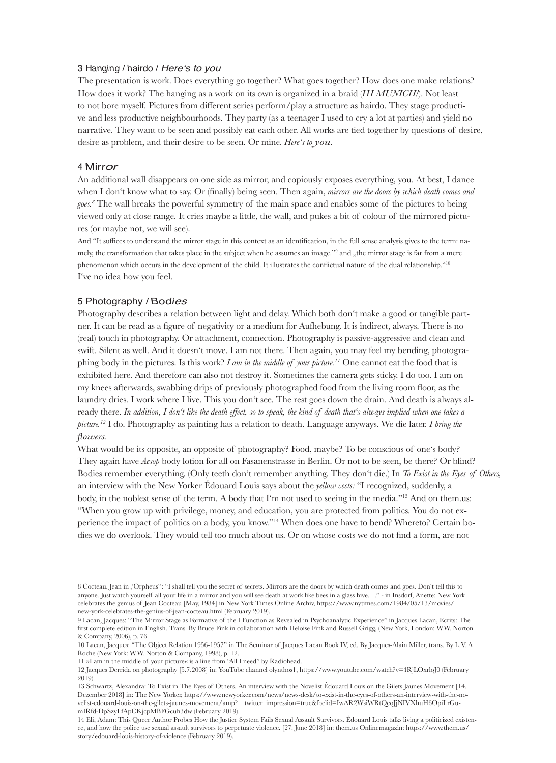### 3 Hanging / hairdo / *Here's to you*

The presentation is work. Does everything go together? What goes together? How does one make relations? How does it work? The hanging as a work on its own is organized in a braid (*HI MUNICH!*). Not least to not bore myself. Pictures from different series perform/play a structure as hairdo. They stage productive and less productive neighbourhoods. They party (as a teenager I used to cry a lot at parties) and yield no narrative. They want to be seen and possibly eat each other. All works are tied together by questions of desire, desire as problem, and their desire to be seen. Or mine. *Here's to you.*

### 4 Mirr*or*

An additional wall disappears on one side as mirror, and copiously exposes everything, you. At best, I dance when I don't know what to say. Or (finally) being seen. Then again, *mirrors are the doors by which death comes and goes.*[8] The wall breaks the powerful symmetry of the main space and enables some of the pictures to being viewed only at close range. It cries maybe a little, the wall, and pukes a bit of colour of the mirrored pictures (or maybe not, we will see).

And "It suffices to understand the mirror stage in this context as an identification, in the full sense analysis gives to the term: namely, the transformation that takes place in the subject when he assumes an image."[9] and „the mirror stage is far from a mere phenomenon which occurs in the development of the child. It illustrates the conflictual nature of the dual relationship."[10]

I've no idea how you feel.

### 5 Photography / Bod*ies*

Photography describes a relation between light and delay. Which both don't make a good or tangible partner. It can be read as a figure of negativity or a medium for Aufhebung. It is indirect, always. There is no (real) touch in photography. Or attachment, connection. Photography is passive-aggressive and clean and swift. Silent as well. And it doesn't move. I am not there. Then again, you may feel my bending, photographing body in the pictures. Is this work? *I am in the middle of your picture.*[11] One cannot eat the food that is exhibited here. And therefore can also not destroy it. Sometimes the camera gets sticky. I do too. I am on my knees afterwards, swabbing drips of previously photographed food from the living room floor, as the laundry dries. I work where I live. This you don't see. The rest goes down the drain. And death is always already there. *In addition, I don't like the death effect, so to speak, the kind of death that's always implied when one takes a picture.*[12] I do. Photography as painting has a relation to death. Language anyways. We die later. *I bring the flowers.*

What would be its opposite, an opposite of photography? Food, maybe? To be conscious of one's body? They again have *Aesop* body lotion for all on Fasanenstrasse in Berlin. Or not to be seen, be there? Or blind? Bodies remember everything. (Only teeth don't remember anything. They don't die.) In *To Exist in the Eyes of Others,* an interview with the New Yorker Édouard Louis says about the *yellow vests:* "I recognized, suddenly, a body, in the noblest sense of the term. A body that I'm not used to seeing in the media."[13] And on them.us: "When you grow up with privilege, money, and education, you are protected from politics. You do not experience the impact of politics on a body, you know."[14] When does one have to bend? Whereto? Certain bodies we do overlook. They would tell too much about us. Or on whose costs we do not find a form, are not

---

8 Cocteau, Jean in ‚'Orpheus'': "I shall tell you the secret of secrets. Mirrors are the doors by which death comes and goes. Don't tell this to anyone. Just watch yourself all your life in a mirror and you will see death at work like bees in a glass hive. . ." - in Insdorf, Anette: New York celebrates the genius of Jean Cocteau [May, 1984] in New York Times Online Archiv, https://www.nytimes.com/1984/05/13/movies/new-york-celebrates-the-genius-of-jean-cocteau.html (February 2019).

9 Lacan, Jacques: "The Mirror Stage as Formative of the I Function as Revealed in Psychoanalytic Experience" in Jacques Lacan, Ecrits: The first complete edition in English. Trans. By Bruce Fink in collaboration with Heloise Fink and Russell Grigg, (New York, London: W.W. Norton & Company, 2006), p. 76.

10 Lacan, Jacques: "The Object Relation 1956-1957" in The Seminar of Jacques Lacan Book IV, ed. By Jacques-Alain Miller, trans. By L.V. A Roche (New York: W.W. Norton & Company, 1998), p. 12.

11 »I am in the middle of your picture« is a line from "All I need" by Radiohead.

12 Jacques Derrida on photography [5.7.2008] in: YouTube channel olynthos1, https://www.youtube.com/watch?v=4RjLOxrloJ0 (February 2019).

13 Schwartz, Alexandra: To Exist in The Eyes of Others. An interview with the Novelist Édouard Louis on the Gilets Jaunes Movement [14. Dezember 2018] in: The New Yorker, https://www.newyorker.com/news/news-desk/to-exist-in-the-eyes-of-others-an-interview-with-the-novelist-edouard-louis-on-the-gilets-jaunes-movement/amp?__twitter_impression=true&fbclid=IwAR2WsiWRtQeoJjNIVXhuH6OpiLrGumIRfd-DpSzyLfApCKjcpMBFGcuh3dw (February 2019).

14 Eli, Adam: This Queer Author Probes How the Justice System Fails Sexual Assault Survivors. Édouard Louis talks living a politicized existence, and how the police use sexual assault survivors to perpetuate violence. [27. June 2018] in: them.us Onlinemagazin: https://www.them.us/story/edouard-louis-history-of-violence (February 2019).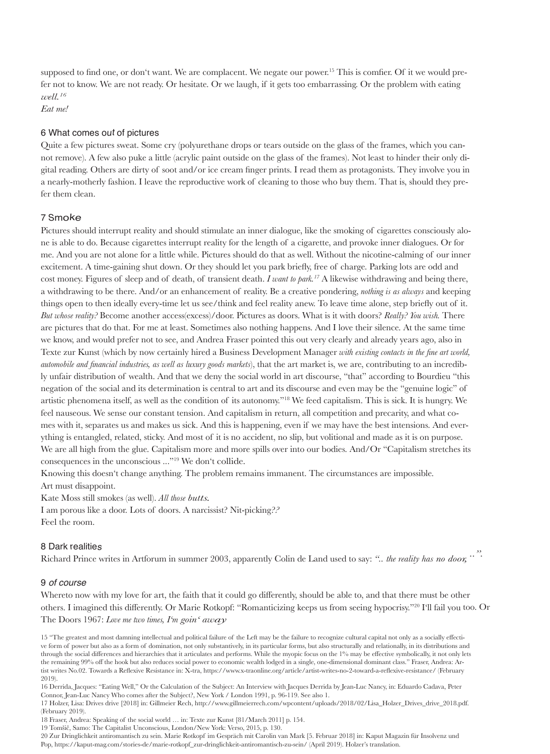supposed to find one, or don't want. We are complacent. We negate our power.[15] This is comfier. Of it we would prefer not to know. We are not ready. Or hesitate. Or we laugh, if it gets too embarrassing. Or the problem with eating *well.*[16]
*Eat me!*

## 6 What comes *out* of pictures

Quite a few pictures sweat. Some cry (polyurethane drops or tears outside on the glass of the frames, which you cannot remove). A few also puke a little (acrylic paint outside on the glass of the frames). Not least to hinder their only digital reading. Others are dirty of soot and/or ice cream finger prints. I read them as protagonists. They involve you in a nearly-motherly fashion. I leave the reproductive work of cleaning to those who buy them. That is, should they prefer them clean.

## 7 Sm*oke*

Pictures should interrupt reality and should stimulate an inner dialogue, like the smoking of cigarettes consciously alone is able to do. Because cigarettes interrupt reality for the length of a cigarette, and provoke inner dialogues. Or for me. And you are not alone for a little while. Pictures should do that as well. Without the nicotine-calming of our inner excitement. A time-gaining shut down. Or they should let you park briefly, free of charge. Parking lots are odd and cost money. Figures of sleep and of death, of transient death. *I want to park.*[17] A likewise withdrawing and being there, a withdrawing to be there. And/or an enhancement of reality. Be a creative pondering, *nothing is as always* and keeping things open to then ideally every-time let us see/think and feel reality anew. To leave time alone, step briefly out of it. *But whose reality?* Become another access(excess)/door. Pictures as doors. What is it with doors? *Really? You wish.* There are pictures that do that. For me at least. Sometimes also nothing happens. And I love their silence. At the same time we know, and would prefer not to see, and Andrea Fraser pointed this out very clearly and already years ago, also in Texte zur Kunst (which by now certainly hired a Business Development Manager *with existing contacts in the fine art world, automobile and financial industries, as well as luxury goods markets*), that the art market is, we are, contributing to an incredibly unfair distribution of wealth. And that we deny the social world in art discourse, "that" according to Bourdieu "this negation of the social and its determination is central to art and its discourse and even may be the "genuine logic" of artistic phenomena itself, as well as the condition of its autonomy."[18] We feed capitalism. This is sick. It is hungry. We feel nauseous. We sense our constant tension. And capitalism in return, all competition and precarity, and what comes with it, separates us and makes us sick. And this is happening, even if we may have the best intensions. And everything is entangled, related, sticky. And most of it is no accident, no slip, but volitional and made as it is on purpose. We are all high from the glue. Capitalism more and more spills over into our bodies. And/Or "Capitalism stretches its consequences in the unconscious ..."[19] We don't collide.
Knowing this doesn't change anything. The problem remains immanent. The circumstances are impossible.
Art must disappoint.
Kate Moss still smokes (as well). *All those butts.*
I am porous like a door. Lots of doors. A narcissist? Nit-picking*??*
Feel the room.

## 8 Dark realitie*s*

Richard Prince writes in Artforum in summer 2003, apparently Colin de Land used to say: *".. the reality has no door, .."*.

## 9 *of course*

Whereto now with my love for art, the faith that it could go differently, should be able to, and that there must be other others. I imagined this differently. Or Marie Rotkopf: "Romanticizing keeps us from seeing hypocrisy."[20] I'll fail you too. Or The Doors 1967: *Love me two times, I'm goin' away*

15 "The greatest and most damning intellectual and political failure of the Left may be the failure to recognize cultural capital not only as a socially effective form of power but also as a form of domination, not only substantively, in its particular forms, but also structurally and relationally, in its distributions and through the social differences and hierarchies that it articulates and performs. While the myopic focus on the 1% may be effective symbolically, it not only lets the remaining 99% off the hook but also reduces social power to economic wealth lodged in a single, one-dimensional dominant class." Fraser, Andrea: Artist writes No.02. Towards a Reflexive Resistance in: X-tra, https://www.x-traonline.org/article/artist-writes-no-2-toward-a-reflexive-resistance/ (February 2019).
16 Derrida, Jacques: "Eating Well," Or the Calculation of the Subject: An Interview with Jacques Derrida by Jean-Luc Nancy, in: Eduardo Cadava, Peter Connor, Jean-Luc Nancy Who comes after the Subject?, New York / London 1991, p. 96-119. See also 1.
17 Holzer, Lisa: Drives drive [2018] in: Gillmeier Rech, http://www.gillmeierrech.com/wpcontent/uploads/2018/02/Lisa_Holzer_Drives_drive_2018.pdf. (February 2019).
18 Fraser, Andrea: Speaking of the social world … in: Texte zur Kunst [81/March 2011] p. 154.
19 Tomšič, Samo: The Capitalist Unconscious, London/New York: Verso, 2015, p. 130.
20 Zur Dringlichkeit antiromantisch zu sein. Marie Rotkopf im Gespräch mit Carolin van Mark [5. Februar 2018] in: Kaput Magazin für Insolvenz und Pop, https://kaput-mag.com/stories-de/marie-rotkopf_zur-dringlichkeit-antiromantisch-zu-sein/ (April 2019). Holzer's translation.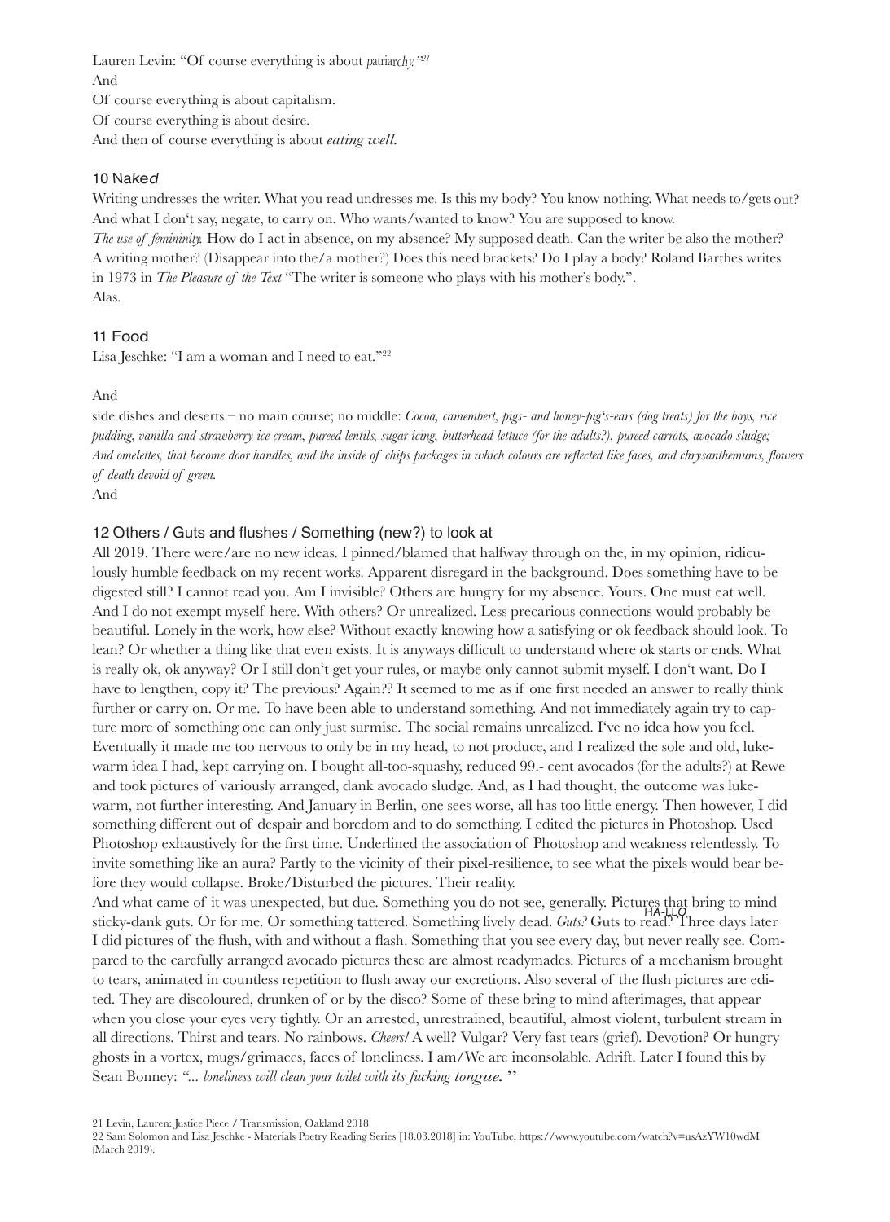Lauren Levin: "Of course everything is about *patriarchy.*"[21]
And
Of course everything is about capitalism.
Of course everything is about desire.
And then of course everything is about *eating well.*

## 10 Nak*ed*

Writing undresses the writer. What you read undresses me. Is this my body? You know nothing. What needs to/gets out? And what I don't say, negate, to carry on. Who wants/wanted to know? You are supposed to know.
*The use of femininity.* How do I act in absence, on my absence? My supposed death. Can the writer be also the mother? A writing mother? (Disappear into the/a mother?) Does this need brackets? Do I play a body? Roland Barthes writes in 1973 in *The Pleasure of the Text* "The writer is someone who plays with his mother's body.".
Alas.

## 11 Food

Lisa Jeschke: "I am a woman and I need to eat."[22]

And

side dishes and deserts – no main course; no middle: *Cocoa, camembert, pigs- and honey-pig's-ears (dog treats) for the boys, rice pudding, vanilla and strawberry ice cream, pureed lentils, sugar icing, butterhead lettuce (for the adults?), pureed carrots, avocado sludge; And omelettes, that become door handles, and the inside of chips packages in which colours are reflected like faces, and chrysanthemums, flowers of death devoid of green.*
And

## 12 Others / Guts and flushes / Something (new?) to look at

All 2019. There were/are no new ideas. I pinned/blamed that halfway through on the, in my opinion, ridiculously humble feedback on my recent works. Apparent disregard in the background. Does something have to be digested still? I cannot read you. Am I invisible? Others are hungry for my absence. Yours. One must eat well. And I do not exempt myself here. With others? Or unrealized. Less precarious connections would probably be beautiful. Lonely in the work, how else? Without exactly knowing how a satisfying or ok feedback should look. To lean? Or whether a thing like that even exists. It is anyways difficult to understand where ok starts or ends. What is really ok, ok anyway? Or I still don't get your rules, or maybe only cannot submit myself. I don't want. Do I have to lengthen, copy it? The previous? Again?? It seemed to me as if one first needed an answer to really think further or carry on. Or me. To have been able to understand something. And not immediately again try to capture more of something one can only just surmise. The social remains unrealized. I've no idea how you feel. Eventually it made me too nervous to only be in my head, to not produce, and I realized the sole and old, lukewarm idea I had, kept carrying on. I bought all-too-squashy, reduced 99.- cent avocados (for the adults?) at Rewe and took pictures of variously arranged, dank avocado sludge. And, as I had thought, the outcome was lukewarm, not further interesting. And January in Berlin, one sees worse, all has too little energy. Then however, I did something different out of despair and boredom and to do something. I edited the pictures in Photoshop. Used Photoshop exhaustively for the first time. Underlined the association of Photoshop and weakness relentlessly. To invite something like an aura? Partly to the vicinity of their pixel-resilience, to see what the pixels would bear before they would collapse. Broke/Disturbed the pictures. Their reality.
And what came of it was unexpected, but due. Something you do not see, generally. Pictures that bring to mind sticky-dank guts. Or for me. Or something tattered. Something lively dead. *Guts?* Guts to read? HA-LLO Three days later I did pictures of the flush, with and without a flash. Something that you see every day, but never really see. Compared to the carefully arranged avocado pictures these are almost readymades. Pictures of a mechanism brought to tears, animated in countless repetition to flush away our excretions. Also several of the flush pictures are edited. They are discoloured, drunken of or by the disco? Some of these bring to mind afterimages, that appear when you close your eyes very tightly. Or an arrested, unrestrained, beautiful, almost violent, turbulent stream in all directions. Thirst and tears. No rainbows. *Cheers!* A well? Vulgar? Very fast tears (grief). Devotion? Or hungry ghosts in a vortex, mugs/grimaces, faces of loneliness. I am/We are inconsolable. Adrift. Later I found this by Sean Bonney: *"... loneliness will clean your toilet with its fucking tongue."*

21 Levin, Lauren: Justice Piece / Transmission, Oakland 2018.
22 Sam Solomon and Lisa Jeschke - Materials Poetry Reading Series [18.03.2018] in: YouTube, https://www.youtube.com/watch?v=usAzYW10wdM (March 2019).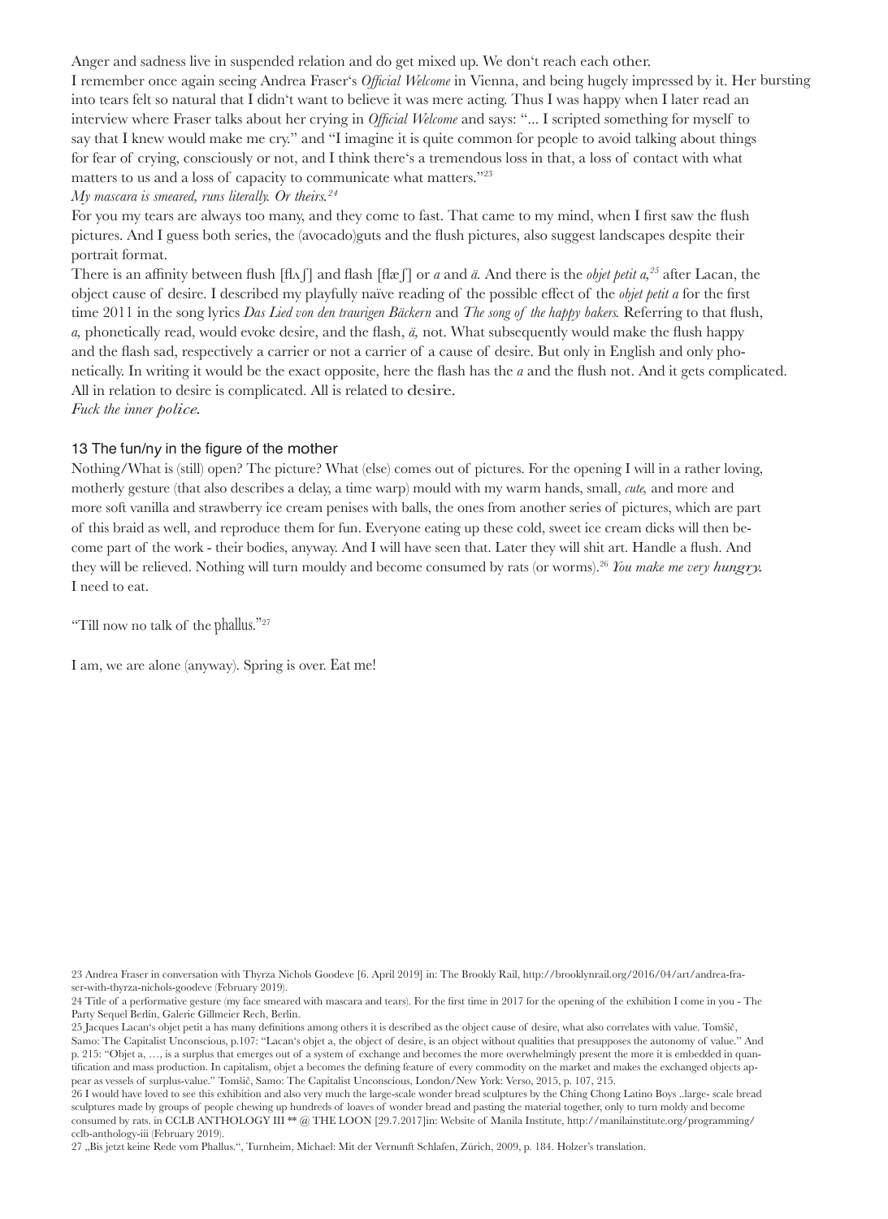Anger and sadness live in suspended relation and do get mixed up. We don't reach each other.

I remember once again seeing Andrea Fraser's *Official Welcome* in Vienna, and being hugely impressed by it. Her bursting into tears felt so natural that I didn't want to believe it was mere acting. Thus I was happy when I later read an interview where Fraser talks about her crying in *Official Welcome* and says: "... I scripted something for myself to say that I knew would make me cry." and "I imagine it is quite common for people to avoid talking about things for fear of crying, consciously or not, and I think there's a tremendous loss in that, a loss of contact with what matters to us and a loss of capacity to communicate what matters."[23]

*My mascara is smeared, runs literally. Or theirs.*[24]

For you my tears are always too many, and they come to fast. That came to my mind, when I first saw the flush pictures. And I guess both series, the (avocado)guts and the flush pictures, also suggest landscapes despite their portrait format.

There is an affinity between flush [flʌʃ] and flash [flæʃ] or *a* and *ä*. And there is the *objet petit a*,[25] after Lacan, the object cause of desire. I described my playfully naïve reading of the possible effect of the *objet petit a* for the first time 2011 in the song lyrics *Das Lied von den traurigen Bäckern* and *The song of the happy bakers.* Referring to that flush, *a*, phonetically read, would evoke desire, and the flash, *ä*, not. What subsequently would make the flush happy and the flash sad, respectively a carrier or not a carrier of a cause of desire. But only in English and only phonetically. In writing it would be the exact opposite, here the flash has the *a* and the flush not. And it gets complicated. All in relation to desire is complicated. All is related to desire.

*Fuck the inner police.*

## 13 The fun/ny in the figure of the mother

Nothing/What is (still) open? The picture? What (else) comes out of pictures. For the opening I will in a rather loving, motherly gesture (that also describes a delay, a time warp) mould with my warm hands, small, *cute,* and more and more soft vanilla and strawberry ice cream penises with balls, the ones from another series of pictures, which are part of this braid as well, and reproduce them for fun. Everyone eating up these cold, sweet ice cream dicks will then become part of the work - their bodies, anyway. And I will have seen that. Later they will shit art. Handle a flush. And they will be relieved. Nothing will turn mouldy and become consumed by rats (or worms).[26] *You make me very hungry.* I need to eat.

"Till now no talk of the phallus."[27]

I am, we are alone (anyway). Spring is over. Eat me!

23 Andrea Fraser in conversation with Thyrza Nichols Goodeve [6. April 2019] in: The Brookly Rail, http://brooklynrail.org/2016/04/art/andrea-fraser-with-thyrza-nichols-goodeve (February 2019).

24 Title of a performative gesture (my face smeared with mascara and tears). For the first time in 2017 for the opening of the exhibition I come in you - The Party Sequel Berlin, Galerie Gillmeier Rech, Berlin.

25 Jacques Lacan's objet petit a has many definitions among others it is described as the object cause of desire, what also correlates with value. Tomšič, Samo: The Capitalist Unconscious, p.107: "Lacan's objet a, the object of desire, is an object without qualities that presupposes the autonomy of value." And p. 215: "Objet a, …, is a surplus that emerges out of a system of exchange and becomes the more overwhelmingly present the more it is embedded in quantification and mass production. In capitalism, objet a becomes the defining feature of every commodity on the market and makes the exchanged objects appear as vessels of surplus-value." Tomšič, Samo: The Capitalist Unconscious, London/New York: Verso, 2015, p. 107, 215.

26 I would have loved to see this exhibition and also very much the large-scale wonder bread sculptures by the Ching Chong Latino Boys ..large- scale bread sculptures made by groups of people chewing up hundreds of loaves of wonder bread and pasting the material together, only to turn moldy and become consumed by rats. in CCLB ANTHOLOGY III ** @ THE LOON [29.7.2017]in: Website of Manila Institute, http://manilainstitute.org/programming/cclb-anthology-iii (February 2019).

27 „Bis jetzt keine Rede vom Phallus.", Turnheim, Michael: Mit der Vernunft Schlafen, Zürich, 2009, p. 184. Holzer's translation.